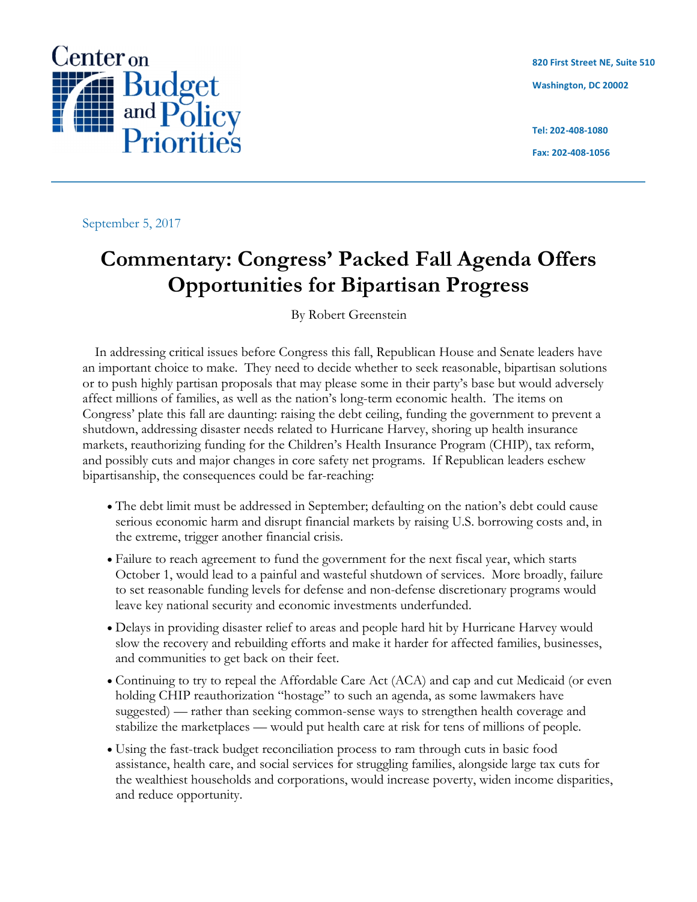Center on Budget and Policy Priorities

820 First Street NE, Suite 510

Washington, DC 20002

Tel: 202-408-1080

Fax: 202-408-1056

September 5, 2017

# Commentary: Congress' Packed Fall Agenda Offers Opportunities for Bipartisan Progress

By Robert Greenstein

In addressing critical issues before Congress this fall, Republican House and Senate leaders have an important choice to make. They need to decide whether to seek reasonable, bipartisan solutions or to push highly partisan proposals that may please some in their party's base but would adversely affect millions of families, as well as the nation's long-term economic health. The items on Congress' plate this fall are daunting: raising the debt ceiling, funding the government to prevent a shutdown, addressing disaster needs related to Hurricane Harvey, shoring up health insurance markets, reauthorizing funding for the Children's Health Insurance Program (CHIP), tax reform, and possibly cuts and major changes in core safety net programs. If Republican leaders eschew bipartisanship, the consequences could be far-reaching:

- The debt limit must be addressed in September; defaulting on the nation's debt could cause serious economic harm and disrupt financial markets by raising U.S. borrowing costs and, in the extreme, trigger another financial crisis.
- Failure to reach agreement to fund the government for the next fiscal year, which starts October 1, would lead to a painful and wasteful shutdown of services. More broadly, failure to set reasonable funding levels for defense and non-defense discretionary programs would leave key national security and economic investments underfunded.
- Delays in providing disaster relief to areas and people hard hit by Hurricane Harvey would slow the recovery and rebuilding efforts and make it harder for affected families, businesses, and communities to get back on their feet.
- Continuing to try to repeal the Affordable Care Act (ACA) and cap and cut Medicaid (or even holding CHIP reauthorization "hostage" to such an agenda, as some lawmakers have suggested) — rather than seeking common-sense ways to strengthen health coverage and stabilize the marketplaces — would put health care at risk for tens of millions of people.
- Using the fast-track budget reconciliation process to ram through cuts in basic food assistance, health care, and social services for struggling families, alongside large tax cuts for the wealthiest households and corporations, would increase poverty, widen income disparities, and reduce opportunity.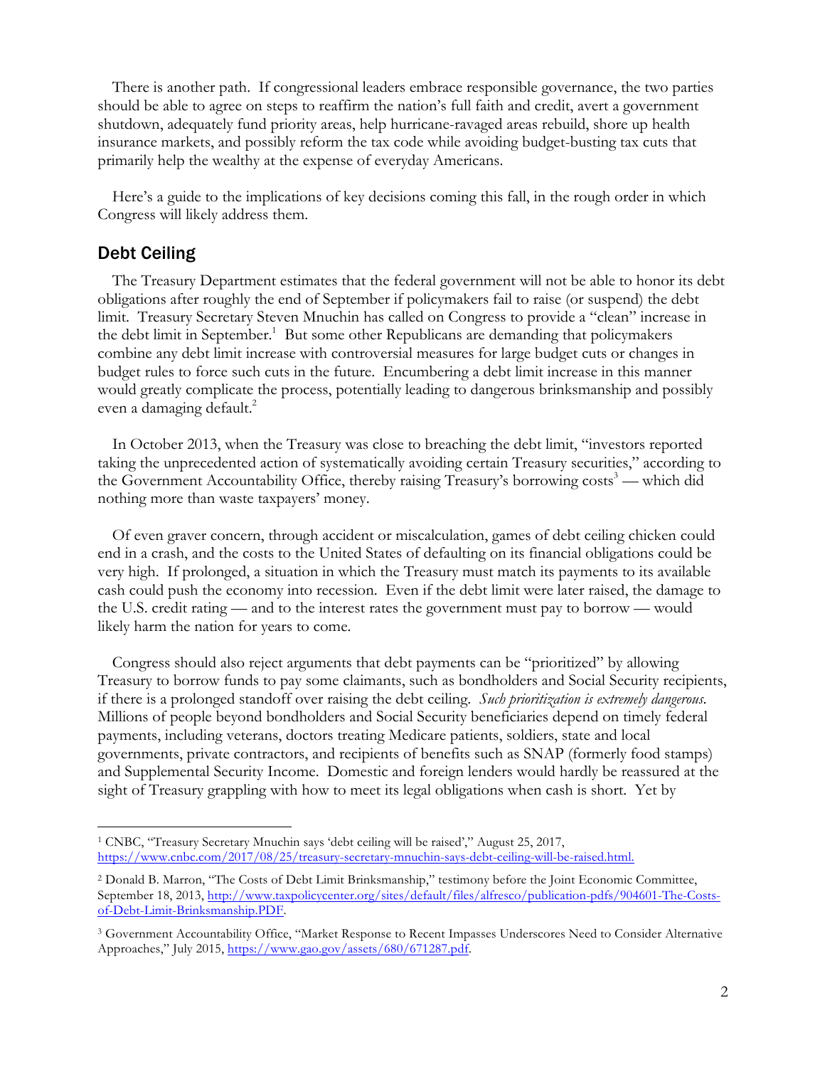There is another path. If congressional leaders embrace responsible governance, the two parties should be able to agree on steps to reaffirm the nation's full faith and credit, avert a government shutdown, adequately fund priority areas, help hurricane-ravaged areas rebuild, shore up health insurance markets, and possibly reform the tax code while avoiding budget-busting tax cuts that primarily help the wealthy at the expense of everyday Americans.

Here's a guide to the implications of key decisions coming this fall, in the rough order in which Congress will likely address them.

## Debt Ceiling

The Treasury Department estimates that the federal government will not be able to honor its debt obligations after roughly the end of September if policymakers fail to raise (or suspend) the debt limit. Treasury Secretary Steven Mnuchin has called on Congress to provide a "clean" increase in the debt limit in September.[1] But some other Republicans are demanding that policymakers combine any debt limit increase with controversial measures for large budget cuts or changes in budget rules to force such cuts in the future. Encumbering a debt limit increase in this manner would greatly complicate the process, potentially leading to dangerous brinksmanship and possibly even a damaging default.[2]

In October 2013, when the Treasury was close to breaching the debt limit, "investors reported taking the unprecedented action of systematically avoiding certain Treasury securities," according to the Government Accountability Office, thereby raising Treasury's borrowing costs[3] — which did nothing more than waste taxpayers' money.

Of even graver concern, through accident or miscalculation, games of debt ceiling chicken could end in a crash, and the costs to the United States of defaulting on its financial obligations could be very high. If prolonged, a situation in which the Treasury must match its payments to its available cash could push the economy into recession. Even if the debt limit were later raised, the damage to the U.S. credit rating — and to the interest rates the government must pay to borrow — would likely harm the nation for years to come.

Congress should also reject arguments that debt payments can be "prioritized" by allowing Treasury to borrow funds to pay some claimants, such as bondholders and Social Security recipients, if there is a prolonged standoff over raising the debt ceiling. *Such prioritization is extremely dangerous.* Millions of people beyond bondholders and Social Security beneficiaries depend on timely federal payments, including veterans, doctors treating Medicare patients, soldiers, state and local governments, private contractors, and recipients of benefits such as SNAP (formerly food stamps) and Supplemental Security Income. Domestic and foreign lenders would hardly be reassured at the sight of Treasury grappling with how to meet its legal obligations when cash is short. Yet by

---

[1] CNBC, "Treasury Secretary Mnuchin says 'debt ceiling will be raised'," August 25, 2017, https://www.cnbc.com/2017/08/25/treasury-secretary-mnuchin-says-debt-ceiling-will-be-raised.html.

[2] Donald B. Marron, "The Costs of Debt Limit Brinksmanship," testimony before the Joint Economic Committee, September 18, 2013, http://www.taxpolicycenter.org/sites/default/files/alfresco/publication-pdfs/904601-The-Costs-of-Debt-Limit-Brinksmanship.PDF.

[3] Government Accountability Office, "Market Response to Recent Impasses Underscores Need to Consider Alternative Approaches," July 2015, https://www.gao.gov/assets/680/671287.pdf.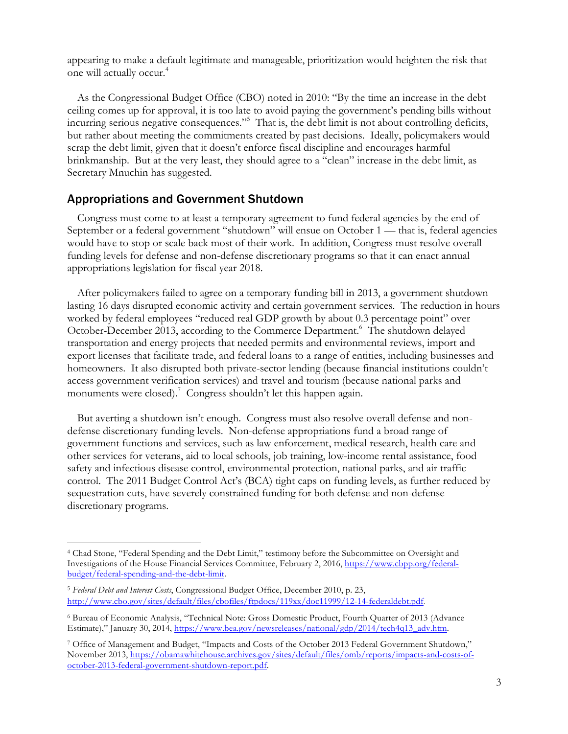appearing to make a default legitimate and manageable, prioritization would heighten the risk that one will actually occur.[4]

As the Congressional Budget Office (CBO) noted in 2010: "By the time an increase in the debt ceiling comes up for approval, it is too late to avoid paying the government's pending bills without incurring serious negative consequences."[5] That is, the debt limit is not about controlling deficits, but rather about meeting the commitments created by past decisions. Ideally, policymakers would scrap the debt limit, given that it doesn't enforce fiscal discipline and encourages harmful brinkmanship. But at the very least, they should agree to a "clean" increase in the debt limit, as Secretary Mnuchin has suggested.

## Appropriations and Government Shutdown

Congress must come to at least a temporary agreement to fund federal agencies by the end of September or a federal government "shutdown" will ensue on October 1 — that is, federal agencies would have to stop or scale back most of their work. In addition, Congress must resolve overall funding levels for defense and non-defense discretionary programs so that it can enact annual appropriations legislation for fiscal year 2018.

After policymakers failed to agree on a temporary funding bill in 2013, a government shutdown lasting 16 days disrupted economic activity and certain government services. The reduction in hours worked by federal employees "reduced real GDP growth by about 0.3 percentage point" over October-December 2013, according to the Commerce Department.[6] The shutdown delayed transportation and energy projects that needed permits and environmental reviews, import and export licenses that facilitate trade, and federal loans to a range of entities, including businesses and homeowners. It also disrupted both private-sector lending (because financial institutions couldn't access government verification services) and travel and tourism (because national parks and monuments were closed).[7] Congress shouldn't let this happen again.

But averting a shutdown isn't enough. Congress must also resolve overall defense and non-defense discretionary funding levels. Non-defense appropriations fund a broad range of government functions and services, such as law enforcement, medical research, health care and other services for veterans, aid to local schools, job training, low-income rental assistance, food safety and infectious disease control, environmental protection, national parks, and air traffic control. The 2011 Budget Control Act's (BCA) tight caps on funding levels, as further reduced by sequestration cuts, have severely constrained funding for both defense and non-defense discretionary programs.

---

[4] Chad Stone, "Federal Spending and the Debt Limit," testimony before the Subcommittee on Oversight and Investigations of the House Financial Services Committee, February 2, 2016, https://www.cbpp.org/federal-budget/federal-spending-and-the-debt-limit.

[5] *Federal Debt and Interest Costs*, Congressional Budget Office, December 2010, p. 23, http://www.cbo.gov/sites/default/files/cbofiles/ftpdocs/119xx/doc11999/12-14-federaldebt.pdf.

[6] Bureau of Economic Analysis, "Technical Note: Gross Domestic Product, Fourth Quarter of 2013 (Advance Estimate)," January 30, 2014, https://www.bea.gov/newsreleases/national/gdp/2014/tech4q13_adv.htm.

[7] Office of Management and Budget, "Impacts and Costs of the October 2013 Federal Government Shutdown," November 2013, https://obamawhitehouse.archives.gov/sites/default/files/omb/reports/impacts-and-costs-of-october-2013-federal-government-shutdown-report.pdf.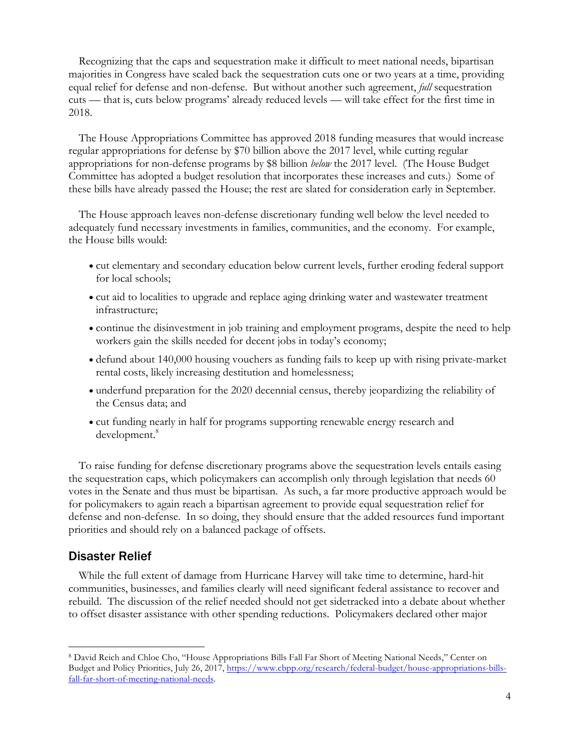Recognizing that the caps and sequestration make it difficult to meet national needs, bipartisan majorities in Congress have scaled back the sequestration cuts one or two years at a time, providing equal relief for defense and non-defense. But without another such agreement, *full* sequestration cuts — that is, cuts below programs' already reduced levels — will take effect for the first time in 2018.

The House Appropriations Committee has approved 2018 funding measures that would increase regular appropriations for defense by $70 billion above the 2017 level, while cutting regular appropriations for non-defense programs by $8 billion *below* the 2017 level. (The House Budget Committee has adopted a budget resolution that incorporates these increases and cuts.) Some of these bills have already passed the House; the rest are slated for consideration early in September.

The House approach leaves non-defense discretionary funding well below the level needed to adequately fund necessary investments in families, communities, and the economy. For example, the House bills would:

- cut elementary and secondary education below current levels, further eroding federal support for local schools;
- cut aid to localities to upgrade and replace aging drinking water and wastewater treatment infrastructure;
- continue the disinvestment in job training and employment programs, despite the need to help workers gain the skills needed for decent jobs in today's economy;
- defund about 140,000 housing vouchers as funding fails to keep up with rising private-market rental costs, likely increasing destitution and homelessness;
- underfund preparation for the 2020 decennial census, thereby jeopardizing the reliability of the Census data; and
- cut funding nearly in half for programs supporting renewable energy research and development.[8]

To raise funding for defense discretionary programs above the sequestration levels entails easing the sequestration caps, which policymakers can accomplish only through legislation that needs 60 votes in the Senate and thus must be bipartisan. As such, a far more productive approach would be for policymakers to again reach a bipartisan agreement to provide equal sequestration relief for defense and non-defense. In so doing, they should ensure that the added resources fund important priorities and should rely on a balanced package of offsets.

## Disaster Relief

While the full extent of damage from Hurricane Harvey will take time to determine, hard-hit communities, businesses, and families clearly will need significant federal assistance to recover and rebuild. The discussion of the relief needed should not get sidetracked into a debate about whether to offset disaster assistance with other spending reductions. Policymakers declared other major

---

[8] David Reich and Chloe Cho, "House Appropriations Bills Fall Far Short of Meeting National Needs," Center on Budget and Policy Priorities, July 26, 2017, https://www.cbpp.org/research/federal-budget/house-appropriations-bills-fall-far-short-of-meeting-national-needs.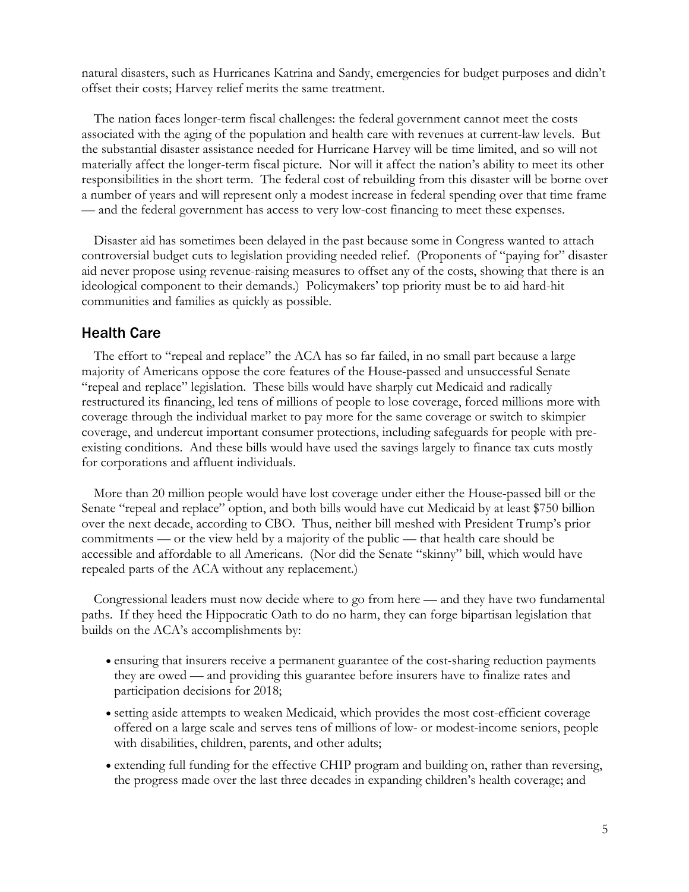natural disasters, such as Hurricanes Katrina and Sandy, emergencies for budget purposes and didn't offset their costs; Harvey relief merits the same treatment.

The nation faces longer-term fiscal challenges: the federal government cannot meet the costs associated with the aging of the population and health care with revenues at current-law levels. But the substantial disaster assistance needed for Hurricane Harvey will be time limited, and so will not materially affect the longer-term fiscal picture. Nor will it affect the nation's ability to meet its other responsibilities in the short term. The federal cost of rebuilding from this disaster will be borne over a number of years and will represent only a modest increase in federal spending over that time frame — and the federal government has access to very low-cost financing to meet these expenses.

Disaster aid has sometimes been delayed in the past because some in Congress wanted to attach controversial budget cuts to legislation providing needed relief. (Proponents of "paying for" disaster aid never propose using revenue-raising measures to offset any of the costs, showing that there is an ideological component to their demands.) Policymakers' top priority must be to aid hard-hit communities and families as quickly as possible.

## Health Care

The effort to "repeal and replace" the ACA has so far failed, in no small part because a large majority of Americans oppose the core features of the House-passed and unsuccessful Senate "repeal and replace" legislation. These bills would have sharply cut Medicaid and radically restructured its financing, led tens of millions of people to lose coverage, forced millions more with coverage through the individual market to pay more for the same coverage or switch to skimpier coverage, and undercut important consumer protections, including safeguards for people with pre-existing conditions. And these bills would have used the savings largely to finance tax cuts mostly for corporations and affluent individuals.

More than 20 million people would have lost coverage under either the House-passed bill or the Senate "repeal and replace" option, and both bills would have cut Medicaid by at least $750 billion over the next decade, according to CBO. Thus, neither bill meshed with President Trump's prior commitments — or the view held by a majority of the public — that health care should be accessible and affordable to all Americans. (Nor did the Senate "skinny" bill, which would have repealed parts of the ACA without any replacement.)

Congressional leaders must now decide where to go from here — and they have two fundamental paths. If they heed the Hippocratic Oath to do no harm, they can forge bipartisan legislation that builds on the ACA's accomplishments by:

- ensuring that insurers receive a permanent guarantee of the cost-sharing reduction payments they are owed — and providing this guarantee before insurers have to finalize rates and participation decisions for 2018;
- setting aside attempts to weaken Medicaid, which provides the most cost-efficient coverage offered on a large scale and serves tens of millions of low- or modest-income seniors, people with disabilities, children, parents, and other adults;
- extending full funding for the effective CHIP program and building on, rather than reversing, the progress made over the last three decades in expanding children's health coverage; and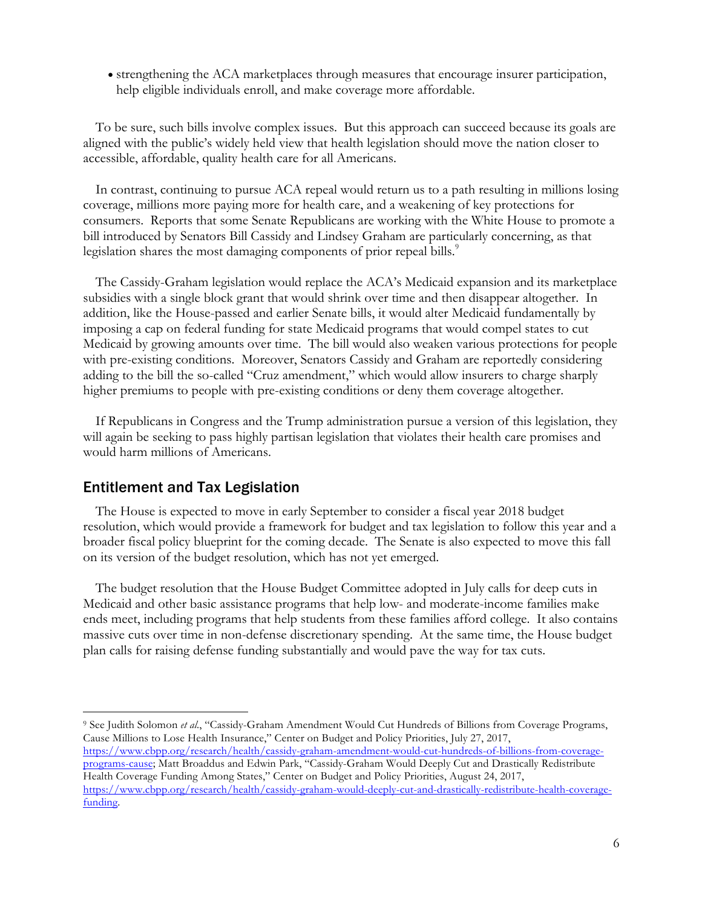- strengthening the ACA marketplaces through measures that encourage insurer participation, help eligible individuals enroll, and make coverage more affordable.

To be sure, such bills involve complex issues. But this approach can succeed because its goals are aligned with the public's widely held view that health legislation should move the nation closer to accessible, affordable, quality health care for all Americans.

In contrast, continuing to pursue ACA repeal would return us to a path resulting in millions losing coverage, millions more paying more for health care, and a weakening of key protections for consumers. Reports that some Senate Republicans are working with the White House to promote a bill introduced by Senators Bill Cassidy and Lindsey Graham are particularly concerning, as that legislation shares the most damaging components of prior repeal bills.[9]

The Cassidy-Graham legislation would replace the ACA's Medicaid expansion and its marketplace subsidies with a single block grant that would shrink over time and then disappear altogether. In addition, like the House-passed and earlier Senate bills, it would alter Medicaid fundamentally by imposing a cap on federal funding for state Medicaid programs that would compel states to cut Medicaid by growing amounts over time. The bill would also weaken various protections for people with pre-existing conditions. Moreover, Senators Cassidy and Graham are reportedly considering adding to the bill the so-called "Cruz amendment," which would allow insurers to charge sharply higher premiums to people with pre-existing conditions or deny them coverage altogether.

If Republicans in Congress and the Trump administration pursue a version of this legislation, they will again be seeking to pass highly partisan legislation that violates their health care promises and would harm millions of Americans.

## Entitlement and Tax Legislation

The House is expected to move in early September to consider a fiscal year 2018 budget resolution, which would provide a framework for budget and tax legislation to follow this year and a broader fiscal policy blueprint for the coming decade. The Senate is also expected to move this fall on its version of the budget resolution, which has not yet emerged.

The budget resolution that the House Budget Committee adopted in July calls for deep cuts in Medicaid and other basic assistance programs that help low- and moderate-income families make ends meet, including programs that help students from these families afford college. It also contains massive cuts over time in non-defense discretionary spending. At the same time, the House budget plan calls for raising defense funding substantially and would pave the way for tax cuts.

---

[9] See Judith Solomon *et al.*, "Cassidy-Graham Amendment Would Cut Hundreds of Billions from Coverage Programs, Cause Millions to Lose Health Insurance," Center on Budget and Policy Priorities, July 27, 2017, https://www.cbpp.org/research/health/cassidy-graham-amendment-would-cut-hundreds-of-billions-from-coverage-programs-cause; Matt Broaddus and Edwin Park, "Cassidy-Graham Would Deeply Cut and Drastically Redistribute Health Coverage Funding Among States," Center on Budget and Policy Priorities, August 24, 2017, https://www.cbpp.org/research/health/cassidy-graham-would-deeply-cut-and-drastically-redistribute-health-coverage-funding.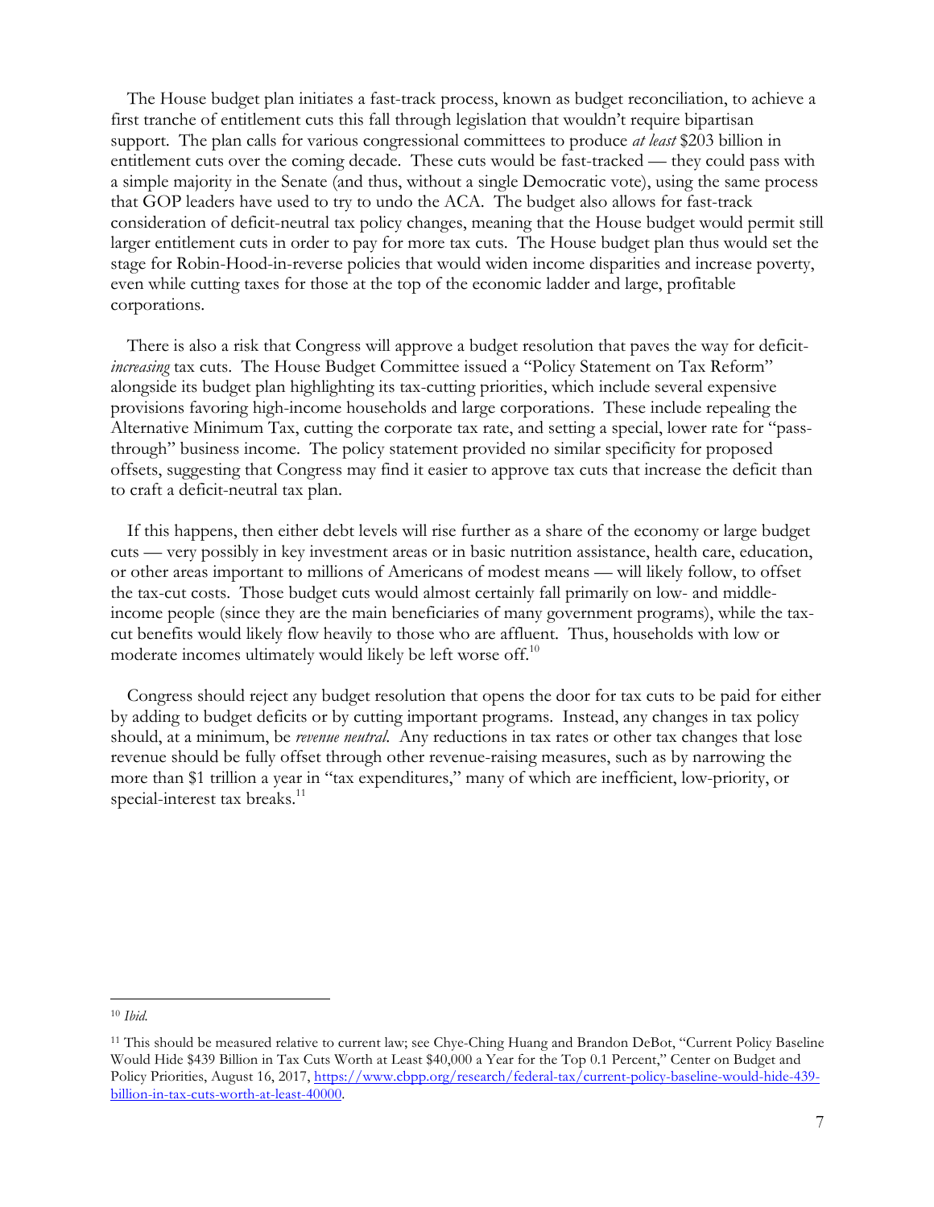The House budget plan initiates a fast-track process, known as budget reconciliation, to achieve a first tranche of entitlement cuts this fall through legislation that wouldn't require bipartisan support. The plan calls for various congressional committees to produce *at least* $203 billion in entitlement cuts over the coming decade. These cuts would be fast-tracked — they could pass with a simple majority in the Senate (and thus, without a single Democratic vote), using the same process that GOP leaders have used to try to undo the ACA. The budget also allows for fast-track consideration of deficit-neutral tax policy changes, meaning that the House budget would permit still larger entitlement cuts in order to pay for more tax cuts. The House budget plan thus would set the stage for Robin-Hood-in-reverse policies that would widen income disparities and increase poverty, even while cutting taxes for those at the top of the economic ladder and large, profitable corporations.

There is also a risk that Congress will approve a budget resolution that paves the way for deficit-*increasing* tax cuts. The House Budget Committee issued a "Policy Statement on Tax Reform" alongside its budget plan highlighting its tax-cutting priorities, which include several expensive provisions favoring high-income households and large corporations. These include repealing the Alternative Minimum Tax, cutting the corporate tax rate, and setting a special, lower rate for "pass-through" business income. The policy statement provided no similar specificity for proposed offsets, suggesting that Congress may find it easier to approve tax cuts that increase the deficit than to craft a deficit-neutral tax plan.

If this happens, then either debt levels will rise further as a share of the economy or large budget cuts — very possibly in key investment areas or in basic nutrition assistance, health care, education, or other areas important to millions of Americans of modest means — will likely follow, to offset the tax-cut costs. Those budget cuts would almost certainly fall primarily on low- and middle-income people (since they are the main beneficiaries of many government programs), while the tax-cut benefits would likely flow heavily to those who are affluent. Thus, households with low or moderate incomes ultimately would likely be left worse off.[10]

Congress should reject any budget resolution that opens the door for tax cuts to be paid for either by adding to budget deficits or by cutting important programs. Instead, any changes in tax policy should, at a minimum, be *revenue neutral*. Any reductions in tax rates or other tax changes that lose revenue should be fully offset through other revenue-raising measures, such as by narrowing the more than $1 trillion a year in "tax expenditures," many of which are inefficient, low-priority, or special-interest tax breaks.[11]

---

[10] *Ibid.*

[11] This should be measured relative to current law; see Chye-Ching Huang and Brandon DeBot, "Current Policy Baseline Would Hide $439 Billion in Tax Cuts Worth at Least $40,000 a Year for the Top 0.1 Percent," Center on Budget and Policy Priorities, August 16, 2017, https://www.cbpp.org/research/federal-tax/current-policy-baseline-would-hide-439-billion-in-tax-cuts-worth-at-least-40000.